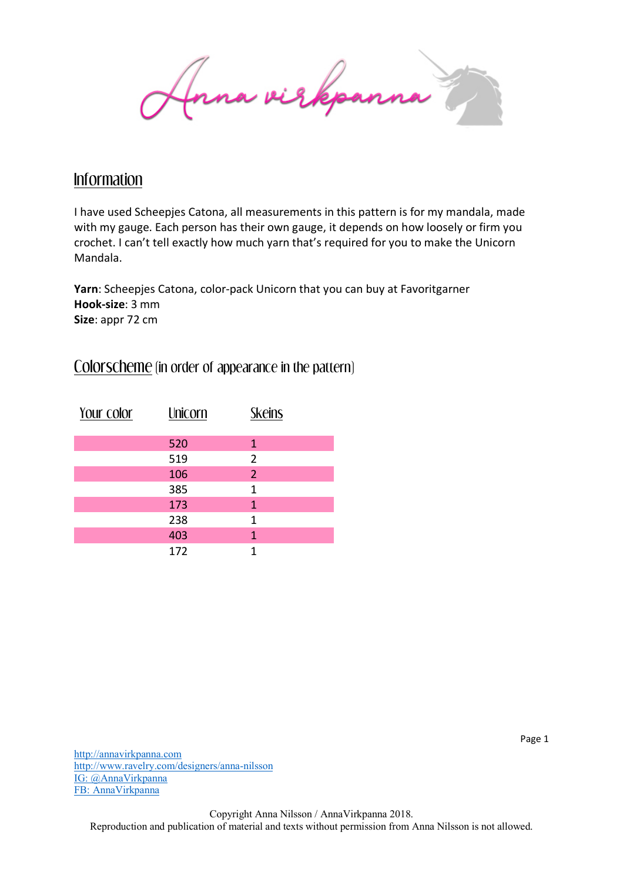# Anna virkpanna

## Information

I have used Scheepjes Catona, all measurements in this pattern is for my mandala, made with my gauge. Each person has their own gauge, it depends on how loosely or firm you crochet. I can't tell exactly how much yarn that's required for you to make the Unicorn Mandala.

**Yarn**: Scheepjes Catona, color-pack Unicorn that you can buy at Favoritgarner
**Hook-size**: 3 mm
**Size**: appr 72 cm

## Colorscheme (in order of appearance in the pattern)

| Your color | Unicorn | Skeins |
|---|---|---|
| | 520 | 1 |
| | 519 | 2 |
| | 106 | 2 |
| | 385 | 1 |
| | 173 | 1 |
| | 238 | 1 |
| | 403 | 1 |
| | 172 | 1 |

http://annavirkpanna.com
http://www.ravelry.com/designers/anna-nilsson
IG: @AnnaVirkpanna
FB: AnnaVirkpanna

Copyright Anna Nilsson / AnnaVirkpanna 2018.
Reproduction and publication of material and texts without permission from Anna Nilsson is not allowed.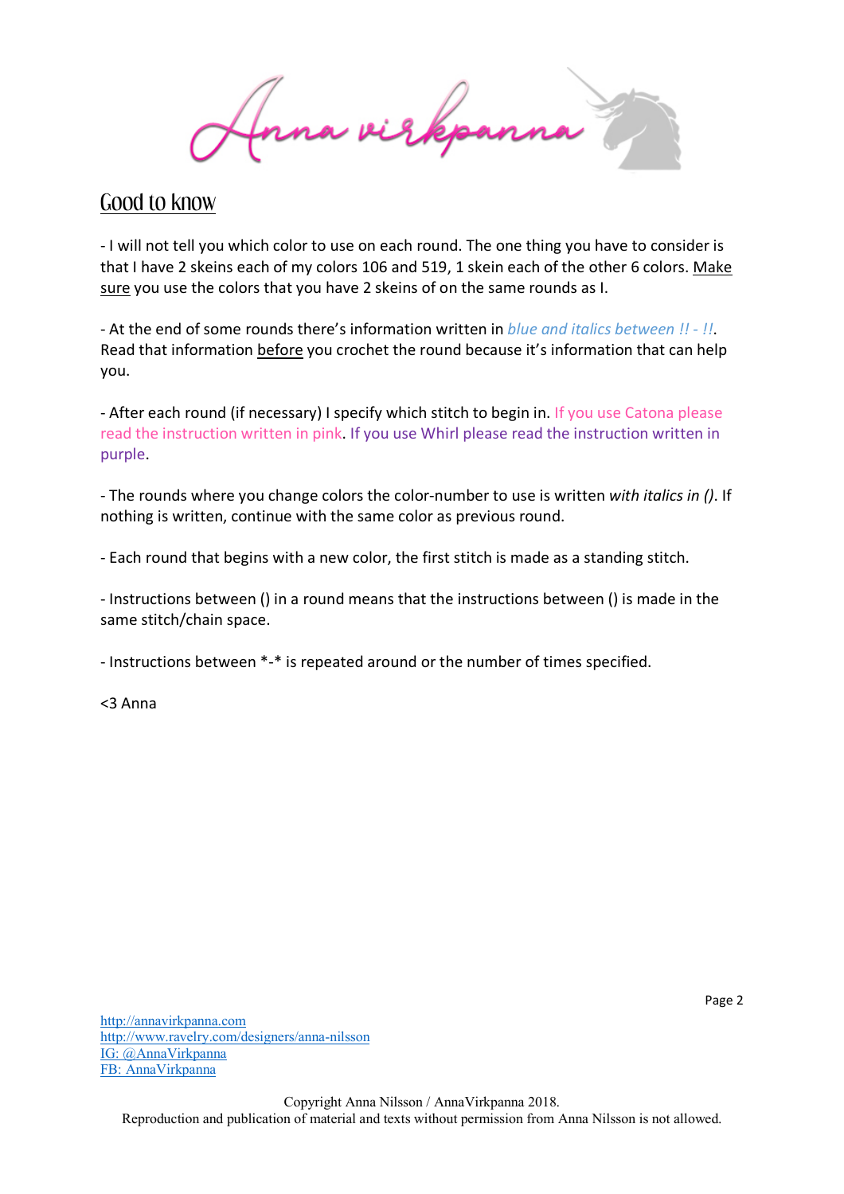## Good to know

- I will not tell you which color to use on each round. The one thing you have to consider is that I have 2 skeins each of my colors 106 and 519, 1 skein each of the other 6 colors. Make sure you use the colors that you have 2 skeins of on the same rounds as I.

- At the end of some rounds there's information written in *blue and italics between !! - !!*. Read that information before you crochet the round because it's information that can help you.

- After each round (if necessary) I specify which stitch to begin in. If you use Catona please read the instruction written in pink. If you use Whirl please read the instruction written in purple.

- The rounds where you change colors the color-number to use is written *with italics in ()*. If nothing is written, continue with the same color as previous round.

- Each round that begins with a new color, the first stitch is made as a standing stitch.

- Instructions between () in a round means that the instructions between () is made in the same stitch/chain space.

- Instructions between *-* is repeated around or the number of times specified.

<3 Anna

http://annavirkpanna.com
http://www.ravelry.com/designers/anna-nilsson
IG: @AnnaVirkpanna
FB: AnnaVirkpanna

Copyright Anna Nilsson / AnnaVirkpanna 2018.
Reproduction and publication of material and texts without permission from Anna Nilsson is not allowed.